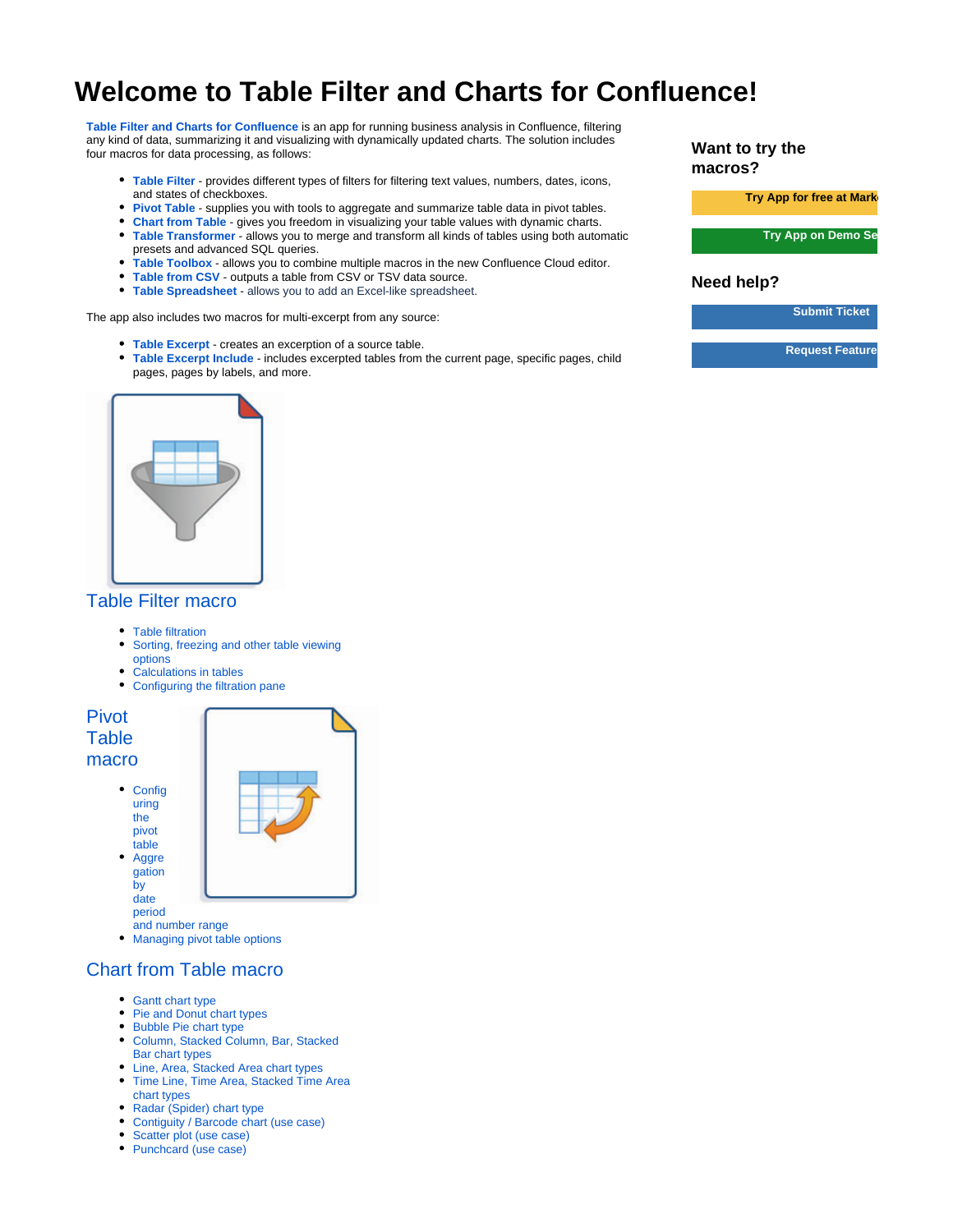# Welcome to Table Filter and Charts for Confluence!

**Table Filter and Charts for Confluence** is an app for running business analysis in Confluence, filtering any kind of data, summarizing it and visualizing with dynamically updated charts. The solution includes four macros for data processing, as follows:

- **Table Filter** - provides different types of filters for filtering text values, numbers, dates, icons, and states of checkboxes.
- **Pivot Table** - supplies you with tools to aggregate and summarize table data in pivot tables.
- **Chart from Table** - gives you freedom in visualizing your table values with dynamic charts.
- **Table Transformer** - allows you to merge and transform all kinds of tables using both automatic presets and advanced SQL queries.
- **Table Toolbox** - allows you to combine multiple macros in the new Confluence Cloud editor.
- **Table from CSV** - outputs a table from CSV or TSV data source.
- **Table Spreadsheet** - allows you to add an Excel-like spreadsheet.

The app also includes two macros for multi-excerpt from any source:

- **Table Excerpt** - creates an exception of a source table.
- **Table Excerpt Include** - includes excerpted tables from the current page, specific pages, child pages, pages by labels, and more.

### Want to try the macros?

Try App for free at Mark

Try App on Demo Se

### Need help?

Submit Ticket

Request Feature

## Table Filter macro

- Table filtration
- Sorting, freezing and other table viewing options
- Calculations in tables
- Configuring the filtration pane

## Pivot Table macro

- Configuring the pivot table
- Aggregation by date period and number range
- Managing pivot table options

## Chart from Table macro

- Gantt chart type
- Pie and Donut chart types
- Bubble Pie chart type
- Column, Stacked Column, Bar, Stacked Bar chart types
- Line, Area, Stacked Area chart types
- Time Line, Time Area, Stacked Time Area chart types
- Radar (Spider) chart type
- Contiguity / Barcode chart (use case)
- Scatter plot (use case)
- Punchcard (use case)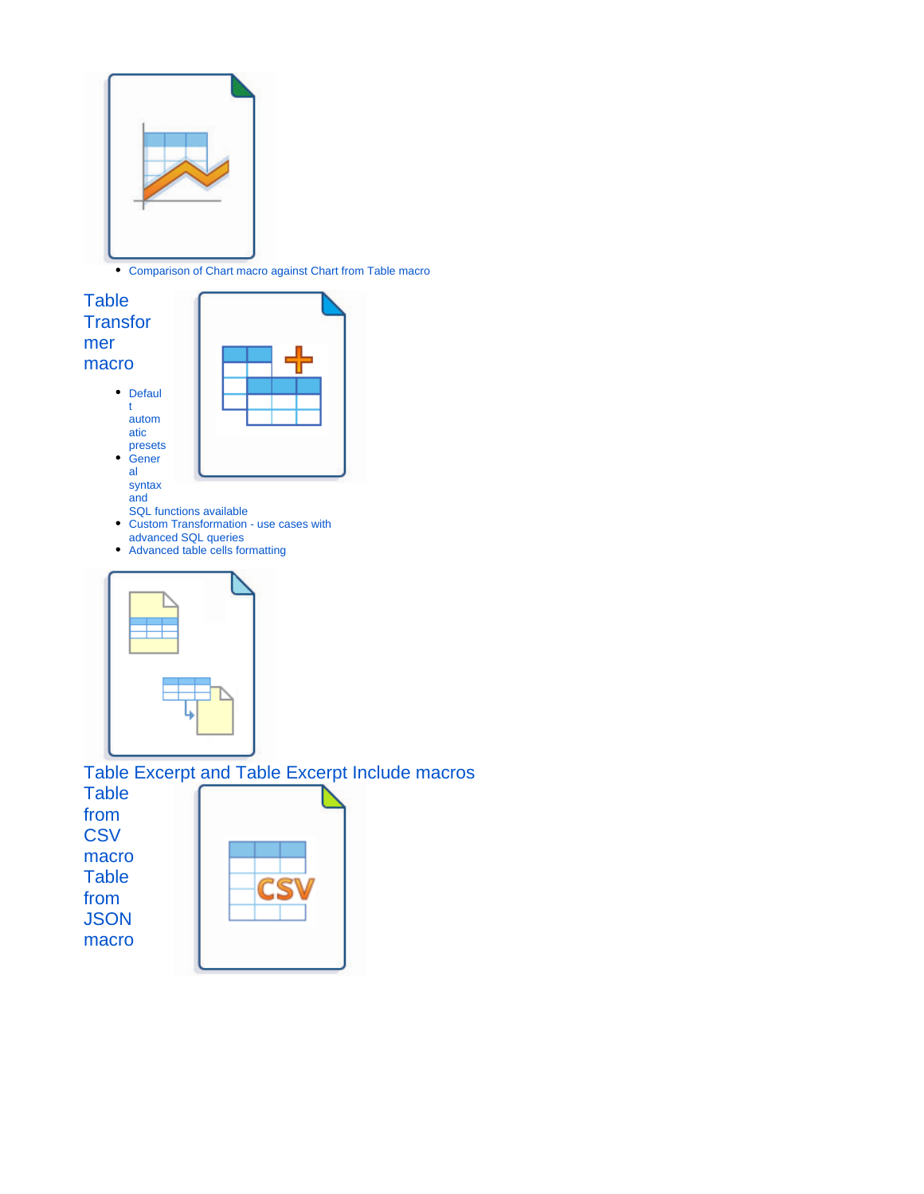- Comparison of Chart macro against Chart from Table macro

## Table Transformer macro

- Default automatic presets
- General syntax and SQL functions available
- Custom Transformation - use cases with advanced SQL queries
- Advanced table cells formatting

## Table Excerpt and Table Excerpt Include macros

## Table from CSV macro

## Table from JSON macro